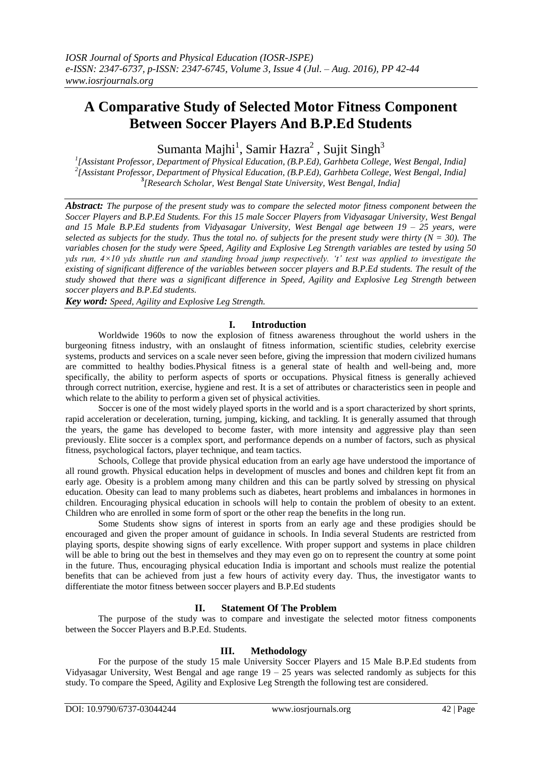# A Comparative Study of Selected Motor Fitness Component Between Soccer Players And B.P.Ed Students

Sumanta Majhi[1], Samir Hazra[2] , Sujit Singh[3]

[1][Assistant Professor, Department of Physical Education, (B.P.Ed), Garhbeta College, West Bengal, India]
[2][Assistant Professor, Department of Physical Education, (B.P.Ed), Garhbeta College, West Bengal, India]
[3][Research Scholar, West Bengal State University, West Bengal, India]

***Abstract:*** *The purpose of the present study was to compare the selected motor fitness component between the Soccer Players and B.P.Ed Students. For this 15 male Soccer Players from Vidyasagar University, West Bengal and 15 Male B.P.Ed students from Vidyasagar University, West Bengal age between 19 – 25 years, were selected as subjects for the study. Thus the total no. of subjects for the present study were thirty (N = 30). The variables chosen for the study were Speed, Agility and Explosive Leg Strength variables are tested by using 50 yds run, 4×10 yds shuttle run and standing broad jump respectively. 't' test was applied to investigate the existing of significant difference of the variables between soccer players and B.P.Ed students. The result of the study showed that there was a significant difference in Speed, Agility and Explosive Leg Strength between soccer players and B.P.Ed students.*

***Key word:*** *Speed, Agility and Explosive Leg Strength.*

## I. Introduction

Worldwide 1960s to now the explosion of fitness awareness throughout the world ushers in the burgeoning fitness industry, with an onslaught of fitness information, scientific studies, celebrity exercise systems, products and services on a scale never seen before, giving the impression that modern civilized humans are committed to healthy bodies.Physical fitness is a general state of health and well-being and, more specifically, the ability to perform aspects of sports or occupations. Physical fitness is generally achieved through correct nutrition, exercise, hygiene and rest. It is a set of attributes or characteristics seen in people and which relate to the ability to perform a given set of physical activities.

Soccer is one of the most widely played sports in the world and is a sport characterized by short sprints, rapid acceleration or deceleration, turning, jumping, kicking, and tackling. It is generally assumed that through the years, the game has developed to become faster, with more intensity and aggressive play than seen previously. Elite soccer is a complex sport, and performance depends on a number of factors, such as physical fitness, psychological factors, player technique, and team tactics.

Schools, College that provide physical education from an early age have understood the importance of all round growth. Physical education helps in development of muscles and bones and children kept fit from an early age. Obesity is a problem among many children and this can be partly solved by stressing on physical education. Obesity can lead to many problems such as diabetes, heart problems and imbalances in hormones in children. Encouraging physical education in schools will help to contain the problem of obesity to an extent. Children who are enrolled in some form of sport or the other reap the benefits in the long run.

Some Students show signs of interest in sports from an early age and these prodigies should be encouraged and given the proper amount of guidance in schools. In India several Students are restricted from playing sports, despite showing signs of early excellence. With proper support and systems in place children will be able to bring out the best in themselves and they may even go on to represent the country at some point in the future. Thus, encouraging physical education India is important and schools must realize the potential benefits that can be achieved from just a few hours of activity every day. Thus, the investigator wants to differentiate the motor fitness between soccer players and B.P.Ed students

## II. Statement Of The Problem

The purpose of the study was to compare and investigate the selected motor fitness components between the Soccer Players and B.P.Ed. Students.

## III. Methodology

For the purpose of the study 15 male University Soccer Players and 15 Male B.P.Ed students from Vidyasagar University, West Bengal and age range 19 – 25 years was selected randomly as subjects for this study. To compare the Speed, Agility and Explosive Leg Strength the following test are considered.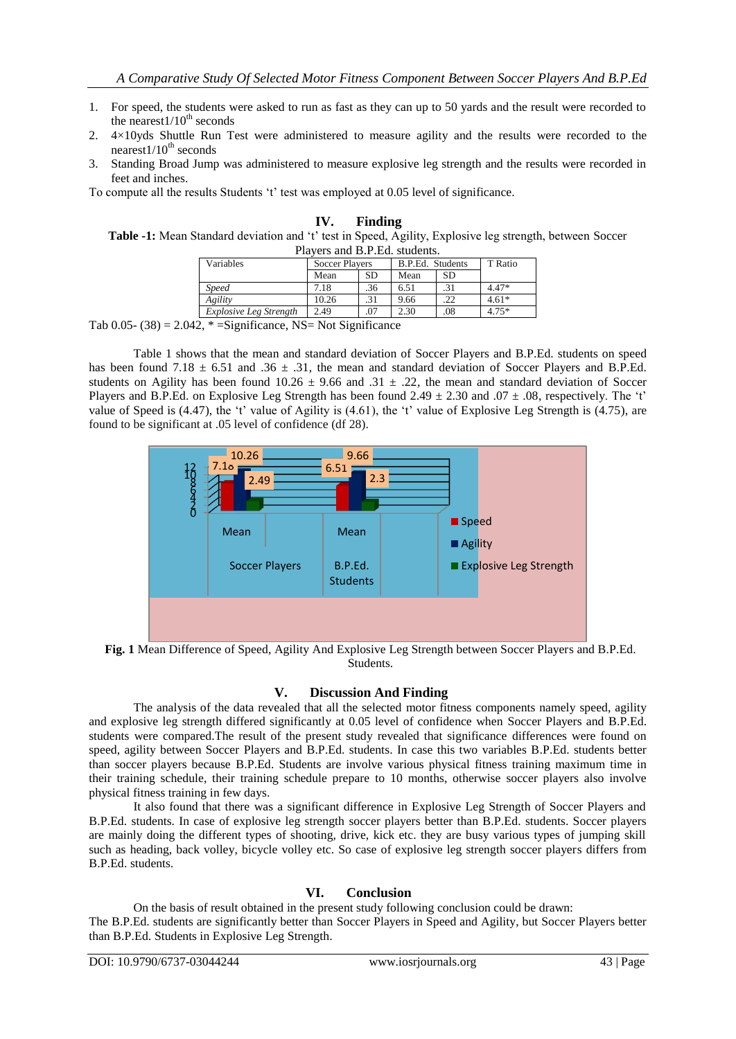1. For speed, the students were asked to run as fast as they can up to 50 yards and the result were recorded to the nearest1/10$^{th}$ seconds
2. 4×10yds Shuttle Run Test were administered to measure agility and the results were recorded to the nearest1/10$^{th}$ seconds
3. Standing Broad Jump was administered to measure explosive leg strength and the results were recorded in feet and inches.

To compute all the results Students 't' test was employed at 0.05 level of significance.

## IV. Finding

**Table -1:** Mean Standard deviation and 't' test in Speed, Agility, Explosive leg strength, between Soccer Players and B.P.Ed. students.

| Variables | Soccer Players | | B.P.Ed. Students | | T Ratio |
|---|---|---|---|---|---|
| | Mean | SD | Mean | SD | |
| *Speed* | 7.18 | .36 | 6.51 | .31 | 4.47* |
| *Agility* | 10.26 | .31 | 9.66 | .22 | 4.61* |
| *Explosive Leg Strength* | 2.49 | .07 | 2.30 | .08 | 4.75* |

Tab 0.05- (38) = 2.042, * =Significance, NS= Not Significance

Table 1 shows that the mean and standard deviation of Soccer Players and B.P.Ed. students on speed has been found 7.18 ± 6.51 and .36 ± .31, the mean and standard deviation of Soccer Players and B.P.Ed. students on Agility has been found 10.26 ± 9.66 and .31 ± .22, the mean and standard deviation of Soccer Players and B.P.Ed. on Explosive Leg Strength has been found 2.49 ± 2.30 and .07 ± .08, respectively. The 't' value of Speed is (4.47), the 't' value of Agility is (4.61), the 't' value of Explosive Leg Strength is (4.75), are found to be significant at .05 level of confidence (df 28).

**Fig. 1** Mean Difference of Speed, Agility And Explosive Leg Strength between Soccer Players and B.P.Ed. Students.

## V. Discussion And Finding

The analysis of the data revealed that all the selected motor fitness components namely speed, agility and explosive leg strength differed significantly at 0.05 level of confidence when Soccer Players and B.P.Ed. students were compared.The result of the present study revealed that significance differences were found on speed, agility between Soccer Players and B.P.Ed. students. In case this two variables B.P.Ed. students better than soccer players because B.P.Ed. Students are involve various physical fitness training maximum time in their training schedule, their training schedule prepare to 10 months, otherwise soccer players also involve physical fitness training in few days.

It also found that there was a significant difference in Explosive Leg Strength of Soccer Players and B.P.Ed. students. In case of explosive leg strength soccer players better than B.P.Ed. students. Soccer players are mainly doing the different types of shooting, drive, kick etc. they are busy various types of jumping skill such as heading, back volley, bicycle volley etc. So case of explosive leg strength soccer players differs from B.P.Ed. students.

## VI. Conclusion

On the basis of result obtained in the present study following conclusion could be drawn:

The B.P.Ed. students are significantly better than Soccer Players in Speed and Agility, but Soccer Players better than B.P.Ed. Students in Explosive Leg Strength.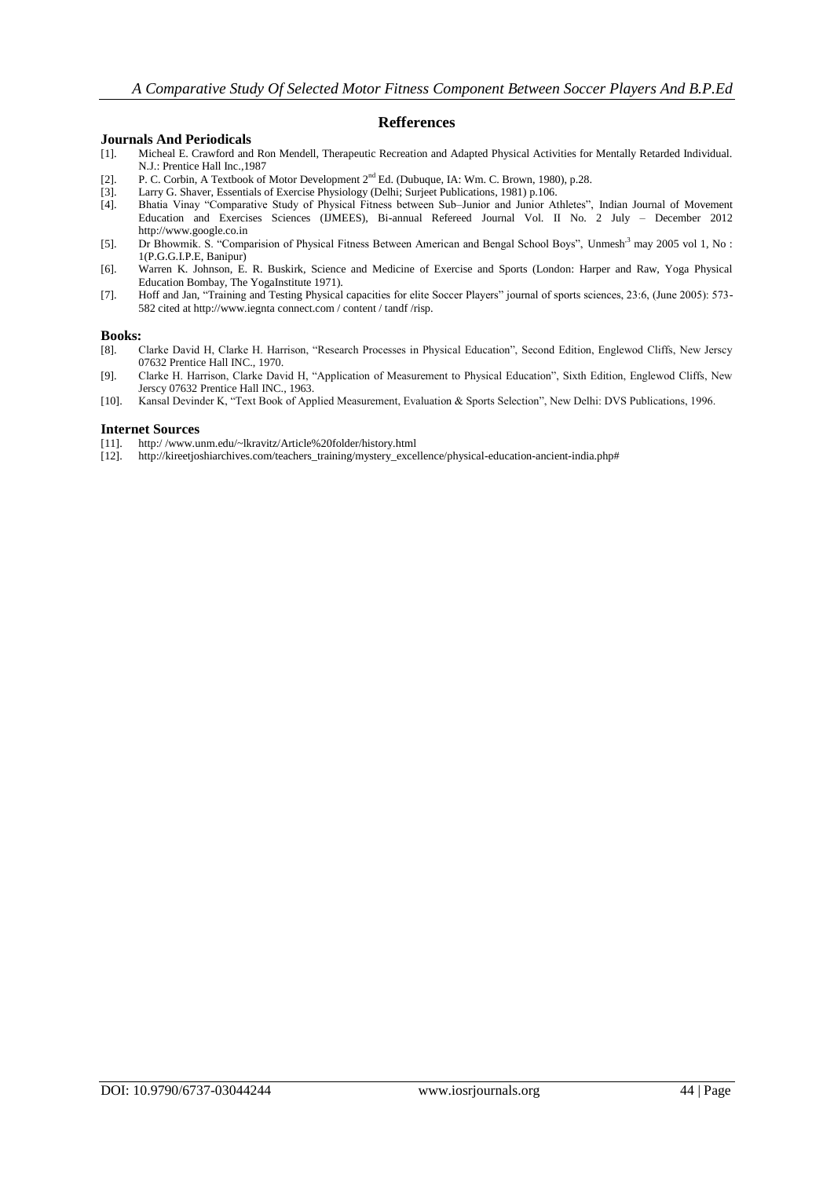## Refferences

### Journals And Periodicals

[1]. Micheal E. Crawford and Ron Mendell, Therapeutic Recreation and Adapted Physical Activities for Mentally Retarded Individual. N.J.: Prentice Hall Inc.,1987

[2]. P. C. Corbin, A Textbook of Motor Development 2nd Ed. (Dubuque, IA: Wm. C. Brown, 1980), p.28.

[3]. Larry G. Shaver, Essentials of Exercise Physiology (Delhi; Surjeet Publications, 1981) p.106.

[4]. Bhatia Vinay "Comparative Study of Physical Fitness between Sub–Junior and Junior Athletes", Indian Journal of Movement Education and Exercises Sciences (IJMEES), Bi-annual Refereed Journal Vol. II No. 2 July – December 2012 http://www.google.co.in

[5]. Dr Bhowmik. S. "Comparision of Physical Fitness Between American and Bengal School Boys", Unmesh[3] may 2005 vol 1, No : 1(P.G.G.I.P.E, Banipur)

[6]. Warren K. Johnson, E. R. Buskirk, Science and Medicine of Exercise and Sports (London: Harper and Raw, Yoga Physical Education Bombay, The YogaInstitute 1971).

[7]. Hoff and Jan, "Training and Testing Physical capacities for elite Soccer Players" journal of sports sciences, 23:6, (June 2005): 573-582 cited at http://www.iegnta connect.com / content / tandf /risp.

### Books:

[8]. Clarke David H, Clarke H. Harrison, "Research Processes in Physical Education", Second Edition, Englewod Cliffs, New Jerscy 07632 Prentice Hall INC., 1970.

[9]. Clarke H. Harrison, Clarke David H, "Application of Measurement to Physical Education", Sixth Edition, Englewod Cliffs, New Jerscy 07632 Prentice Hall INC., 1963.

[10]. Kansal Devinder K, "Text Book of Applied Measurement, Evaluation & Sports Selection", New Delhi: DVS Publications, 1996.

### Internet Sources

[11]. http:/ /www.unm.edu/~lkravitz/Article%20folder/history.html

[12]. http://kireetjoshiarchives.com/teachers_training/mystery_excellence/physical-education-ancient-india.php#